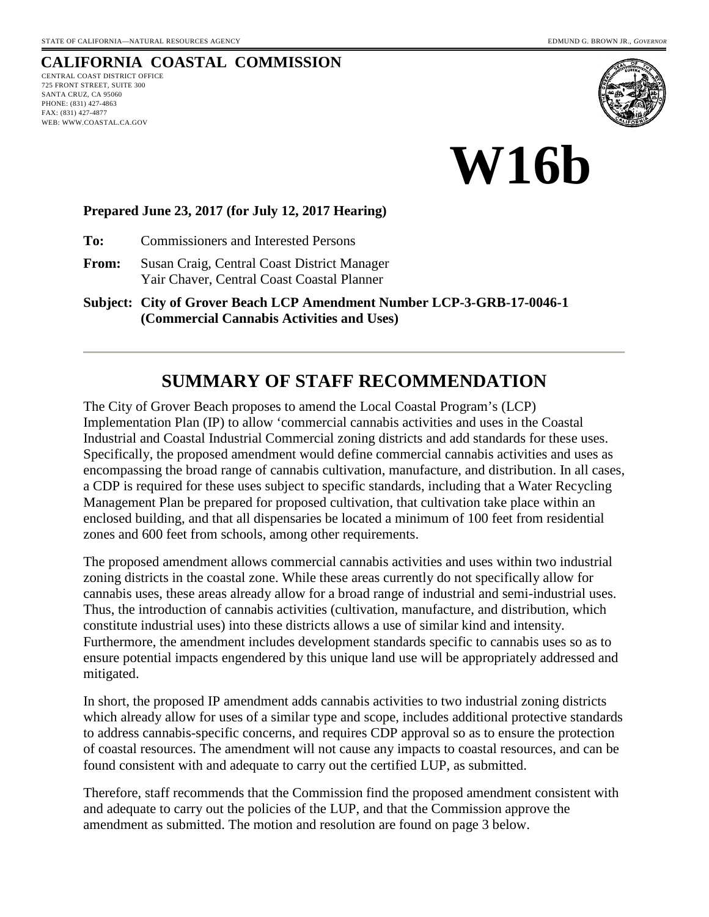STATE OF CALIFORNIA—NATURAL RESOURCES AGENCY EDMUND G. BROWN JR., *GOVERNOR*

# CALIFORNIA COASTAL COMMISSION

CENTRAL COAST DISTRICT OFFICE
725 FRONT STREET, SUITE 300
SANTA CRUZ, CA 95060
PHONE: (831) 427-4863
FAX: (831) 427-4877
WEB: WWW.COASTAL.CA.GOV

# W16b

**Prepared June 23, 2017 (for July 12, 2017 Hearing)**

**To:** Commissioners and Interested Persons

**From:** Susan Craig, Central Coast District Manager
Yair Chaver, Central Coast Coastal Planner

**Subject: City of Grover Beach LCP Amendment Number LCP-3-GRB-17-0046-1 (Commercial Cannabis Activities and Uses)**

---

## SUMMARY OF STAFF RECOMMENDATION

The City of Grover Beach proposes to amend the Local Coastal Program's (LCP) Implementation Plan (IP) to allow 'commercial cannabis activities and uses in the Coastal Industrial and Coastal Industrial Commercial zoning districts and add standards for these uses. Specifically, the proposed amendment would define commercial cannabis activities and uses as encompassing the broad range of cannabis cultivation, manufacture, and distribution. In all cases, a CDP is required for these uses subject to specific standards, including that a Water Recycling Management Plan be prepared for proposed cultivation, that cultivation take place within an enclosed building, and that all dispensaries be located a minimum of 100 feet from residential zones and 600 feet from schools, among other requirements.

The proposed amendment allows commercial cannabis activities and uses within two industrial zoning districts in the coastal zone. While these areas currently do not specifically allow for cannabis uses, these areas already allow for a broad range of industrial and semi-industrial uses. Thus, the introduction of cannabis activities (cultivation, manufacture, and distribution, which constitute industrial uses) into these districts allows a use of similar kind and intensity. Furthermore, the amendment includes development standards specific to cannabis uses so as to ensure potential impacts engendered by this unique land use will be appropriately addressed and mitigated.

In short, the proposed IP amendment adds cannabis activities to two industrial zoning districts which already allow for uses of a similar type and scope, includes additional protective standards to address cannabis-specific concerns, and requires CDP approval so as to ensure the protection of coastal resources. The amendment will not cause any impacts to coastal resources, and can be found consistent with and adequate to carry out the certified LUP, as submitted.

Therefore, staff recommends that the Commission find the proposed amendment consistent with and adequate to carry out the policies of the LUP, and that the Commission approve the amendment as submitted. The motion and resolution are found on page 3 below.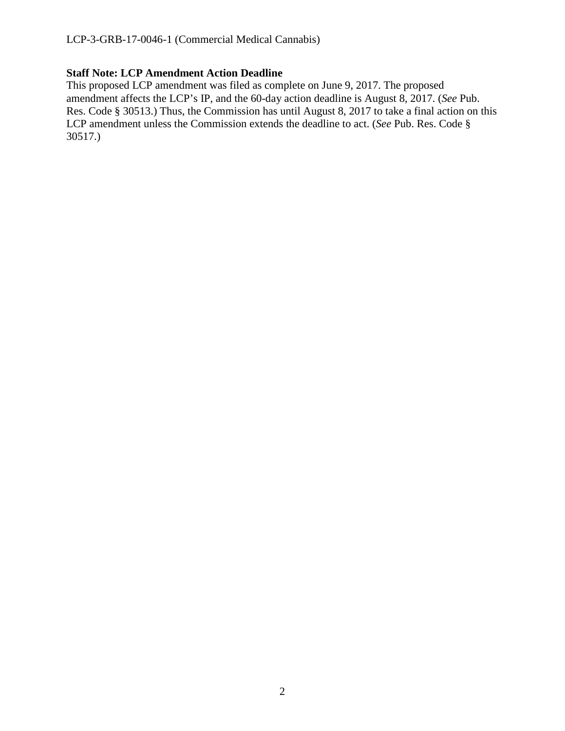**Staff Note: LCP Amendment Action Deadline**

This proposed LCP amendment was filed as complete on June 9, 2017. The proposed amendment affects the LCP's IP, and the 60-day action deadline is August 8, 2017. (*See* Pub. Res. Code § 30513.) Thus, the Commission has until August 8, 2017 to take a final action on this LCP amendment unless the Commission extends the deadline to act. (*See* Pub. Res. Code § 30517.)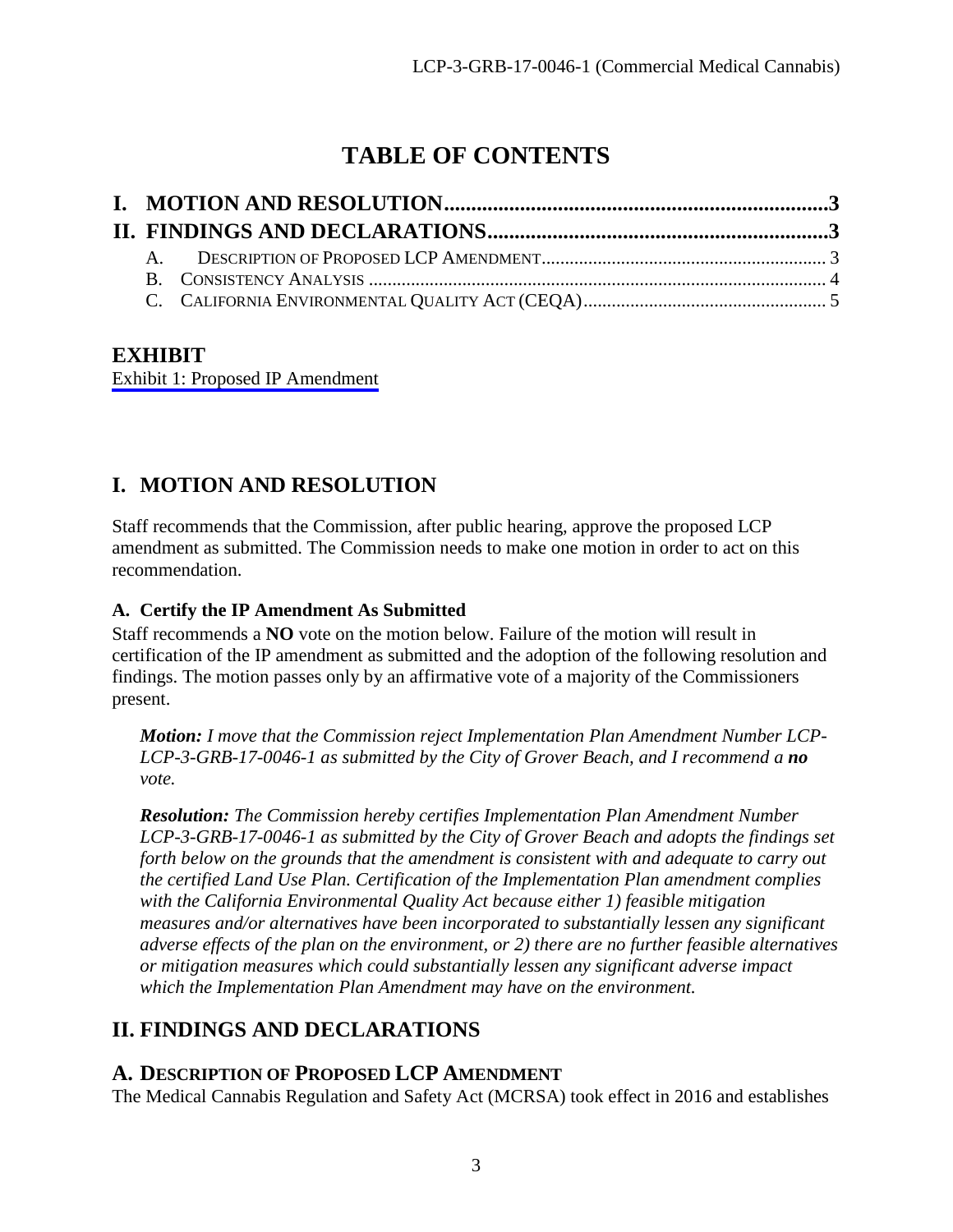# TABLE OF CONTENTS

**I. MOTION AND RESOLUTION........................................................................3**

**II. FINDINGS AND DECLARATIONS...............................................................3**

A. DESCRIPTION OF PROPOSED LCP AMENDMENT............................................................. 3

B. CONSISTENCY ANALYSIS .................................................................................................. 4

C. CALIFORNIA ENVIRONMENTAL QUALITY ACT (CEQA)................................................... 5

## EXHIBIT

Exhibit 1: Proposed IP Amendment

## I. MOTION AND RESOLUTION

Staff recommends that the Commission, after public hearing, approve the proposed LCP amendment as submitted. The Commission needs to make one motion in order to act on this recommendation.

### A. Certify the IP Amendment As Submitted

Staff recommends a **NO** vote on the motion below. Failure of the motion will result in certification of the IP amendment as submitted and the adoption of the following resolution and findings. The motion passes only by an affirmative vote of a majority of the Commissioners present.

> ***Motion:*** *I move that the Commission reject Implementation Plan Amendment Number LCP-LCP-3-GRB-17-0046-1 as submitted by the City of Grover Beach, and I recommend a **no** vote.*

> ***Resolution:*** *The Commission hereby certifies Implementation Plan Amendment Number LCP-3-GRB-17-0046-1 as submitted by the City of Grover Beach and adopts the findings set forth below on the grounds that the amendment is consistent with and adequate to carry out the certified Land Use Plan. Certification of the Implementation Plan amendment complies with the California Environmental Quality Act because either 1) feasible mitigation measures and/or alternatives have been incorporated to substantially lessen any significant adverse effects of the plan on the environment, or 2) there are no further feasible alternatives or mitigation measures which could substantially lessen any significant adverse impact which the Implementation Plan Amendment may have on the environment.*

## II. FINDINGS AND DECLARATIONS

### A. DESCRIPTION OF PROPOSED LCP AMENDMENT

The Medical Cannabis Regulation and Safety Act (MCRSA) took effect in 2016 and establishes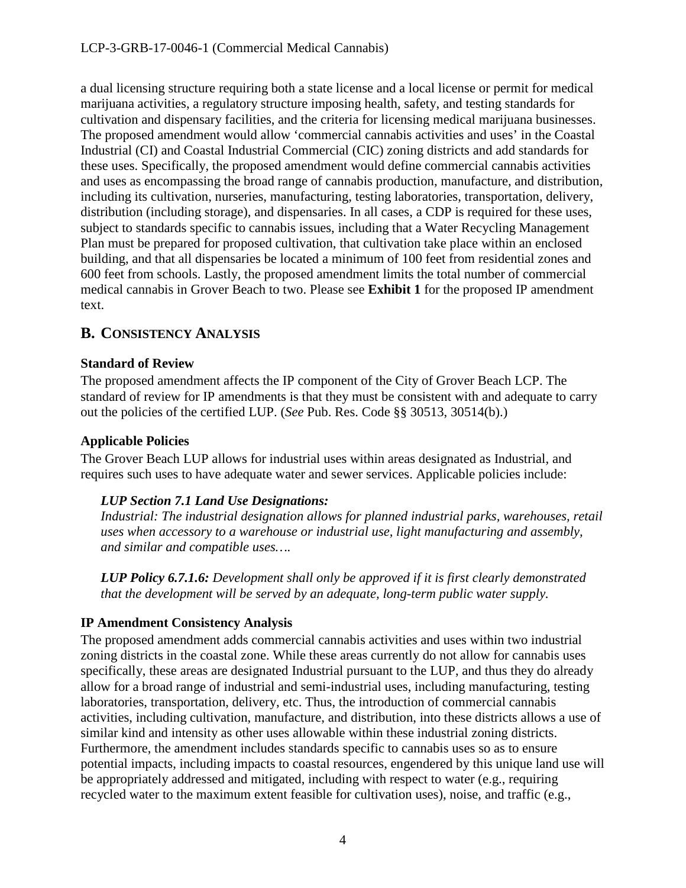a dual licensing structure requiring both a state license and a local license or permit for medical marijuana activities, a regulatory structure imposing health, safety, and testing standards for cultivation and dispensary facilities, and the criteria for licensing medical marijuana businesses. The proposed amendment would allow 'commercial cannabis activities and uses' in the Coastal Industrial (CI) and Coastal Industrial Commercial (CIC) zoning districts and add standards for these uses. Specifically, the proposed amendment would define commercial cannabis activities and uses as encompassing the broad range of cannabis production, manufacture, and distribution, including its cultivation, nurseries, manufacturing, testing laboratories, transportation, delivery, distribution (including storage), and dispensaries. In all cases, a CDP is required for these uses, subject to standards specific to cannabis issues, including that a Water Recycling Management Plan must be prepared for proposed cultivation, that cultivation take place within an enclosed building, and that all dispensaries be located a minimum of 100 feet from residential zones and 600 feet from schools. Lastly, the proposed amendment limits the total number of commercial medical cannabis in Grover Beach to two. Please see **Exhibit 1** for the proposed IP amendment text.

## B. CONSISTENCY ANALYSIS

### Standard of Review

The proposed amendment affects the IP component of the City of Grover Beach LCP. The standard of review for IP amendments is that they must be consistent with and adequate to carry out the policies of the certified LUP. (*See* Pub. Res. Code §§ 30513, 30514(b).)

### Applicable Policies

The Grover Beach LUP allows for industrial uses within areas designated as Industrial, and requires such uses to have adequate water and sewer services. Applicable policies include:

> ***LUP Section 7.1 Land Use Designations:***
> *Industrial: The industrial designation allows for planned industrial parks, warehouses, retail uses when accessory to a warehouse or industrial use, light manufacturing and assembly, and similar and compatible uses….*
>
> ***LUP Policy 6.7.1.6:*** *Development shall only be approved if it is first clearly demonstrated that the development will be served by an adequate, long-term public water supply.*

### IP Amendment Consistency Analysis

The proposed amendment adds commercial cannabis activities and uses within two industrial zoning districts in the coastal zone. While these areas currently do not allow for cannabis uses specifically, these areas are designated Industrial pursuant to the LUP, and thus they do already allow for a broad range of industrial and semi-industrial uses, including manufacturing, testing laboratories, transportation, delivery, etc. Thus, the introduction of commercial cannabis activities, including cultivation, manufacture, and distribution, into these districts allows a use of similar kind and intensity as other uses allowable within these industrial zoning districts. Furthermore, the amendment includes standards specific to cannabis uses so as to ensure potential impacts, including impacts to coastal resources, engendered by this unique land use will be appropriately addressed and mitigated, including with respect to water (e.g., requiring recycled water to the maximum extent feasible for cultivation uses), noise, and traffic (e.g.,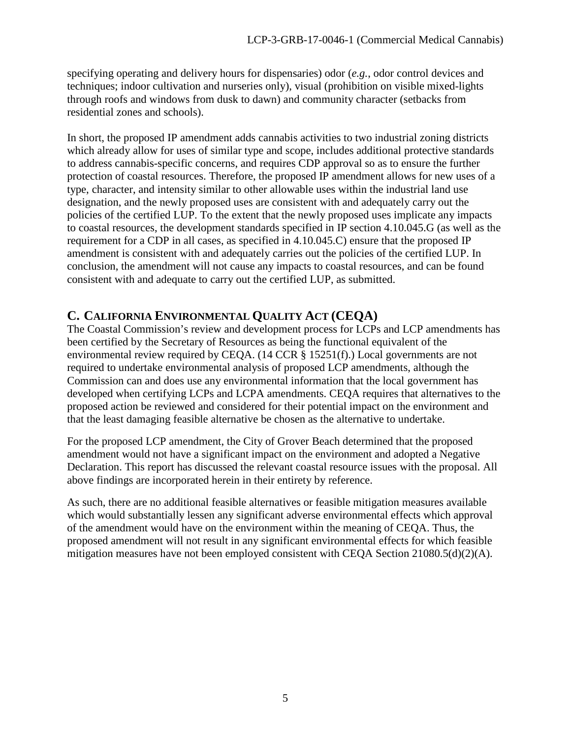specifying operating and delivery hours for dispensaries) odor (*e.g.*, odor control devices and techniques; indoor cultivation and nurseries only), visual (prohibition on visible mixed-lights through roofs and windows from dusk to dawn) and community character (setbacks from residential zones and schools).

In short, the proposed IP amendment adds cannabis activities to two industrial zoning districts which already allow for uses of similar type and scope, includes additional protective standards to address cannabis-specific concerns, and requires CDP approval so as to ensure the further protection of coastal resources. Therefore, the proposed IP amendment allows for new uses of a type, character, and intensity similar to other allowable uses within the industrial land use designation, and the newly proposed uses are consistent with and adequately carry out the policies of the certified LUP. To the extent that the newly proposed uses implicate any impacts to coastal resources, the development standards specified in IP section 4.10.045.G (as well as the requirement for a CDP in all cases, as specified in 4.10.045.C) ensure that the proposed IP amendment is consistent with and adequately carries out the policies of the certified LUP. In conclusion, the amendment will not cause any impacts to coastal resources, and can be found consistent with and adequate to carry out the certified LUP, as submitted.

## C. CALIFORNIA ENVIRONMENTAL QUALITY ACT (CEQA)

The Coastal Commission's review and development process for LCPs and LCP amendments has been certified by the Secretary of Resources as being the functional equivalent of the environmental review required by CEQA. (14 CCR § 15251(f).) Local governments are not required to undertake environmental analysis of proposed LCP amendments, although the Commission can and does use any environmental information that the local government has developed when certifying LCPs and LCPA amendments. CEQA requires that alternatives to the proposed action be reviewed and considered for their potential impact on the environment and that the least damaging feasible alternative be chosen as the alternative to undertake.

For the proposed LCP amendment, the City of Grover Beach determined that the proposed amendment would not have a significant impact on the environment and adopted a Negative Declaration. This report has discussed the relevant coastal resource issues with the proposal. All above findings are incorporated herein in their entirety by reference.

As such, there are no additional feasible alternatives or feasible mitigation measures available which would substantially lessen any significant adverse environmental effects which approval of the amendment would have on the environment within the meaning of CEQA. Thus, the proposed amendment will not result in any significant environmental effects for which feasible mitigation measures have not been employed consistent with CEQA Section 21080.5(d)(2)(A).